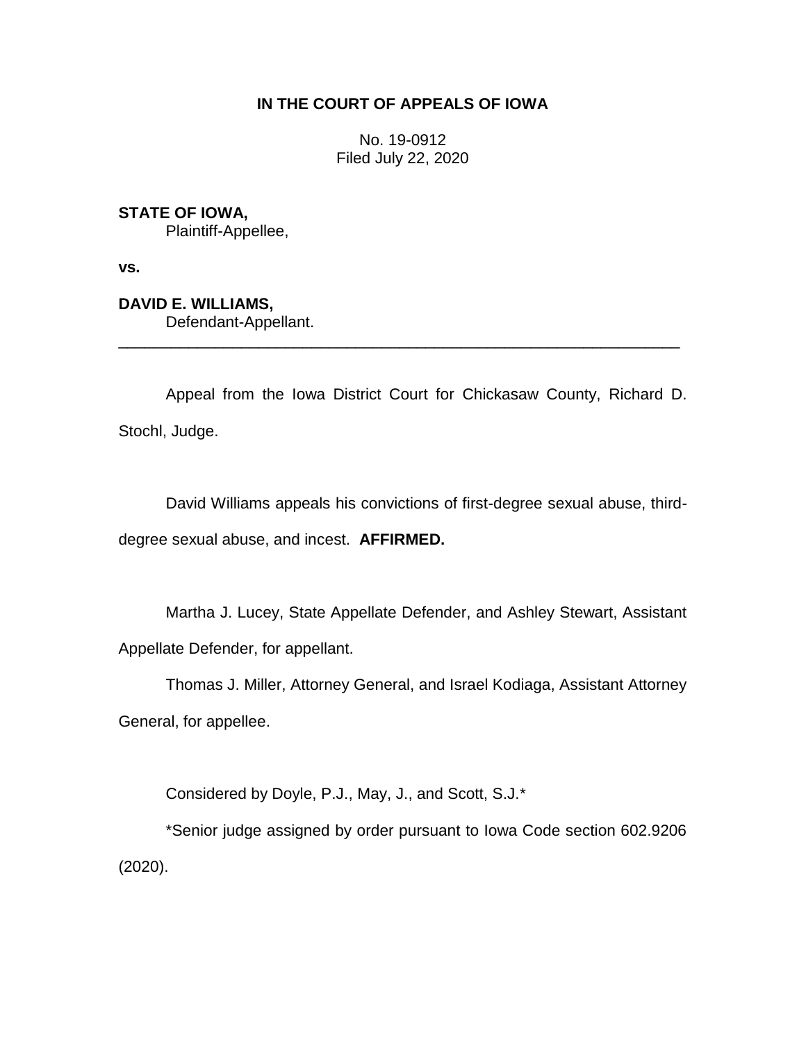# IN THE COURT OF APPEALS OF IOWA

No. 19-0912
Filed July 22, 2020

**STATE OF IOWA,**
Plaintiff-Appellee,

**vs.**

**DAVID E. WILLIAMS,**
Defendant-Appellant.

---

Appeal from the Iowa District Court for Chickasaw County, Richard D. Stochl, Judge.

David Williams appeals his convictions of first-degree sexual abuse, third-degree sexual abuse, and incest. **AFFIRMED.**

Martha J. Lucey, State Appellate Defender, and Ashley Stewart, Assistant Appellate Defender, for appellant.

Thomas J. Miller, Attorney General, and Israel Kodiaga, Assistant Attorney General, for appellee.

Considered by Doyle, P.J., May, J., and Scott, S.J.*

*Senior judge assigned by order pursuant to Iowa Code section 602.9206 (2020).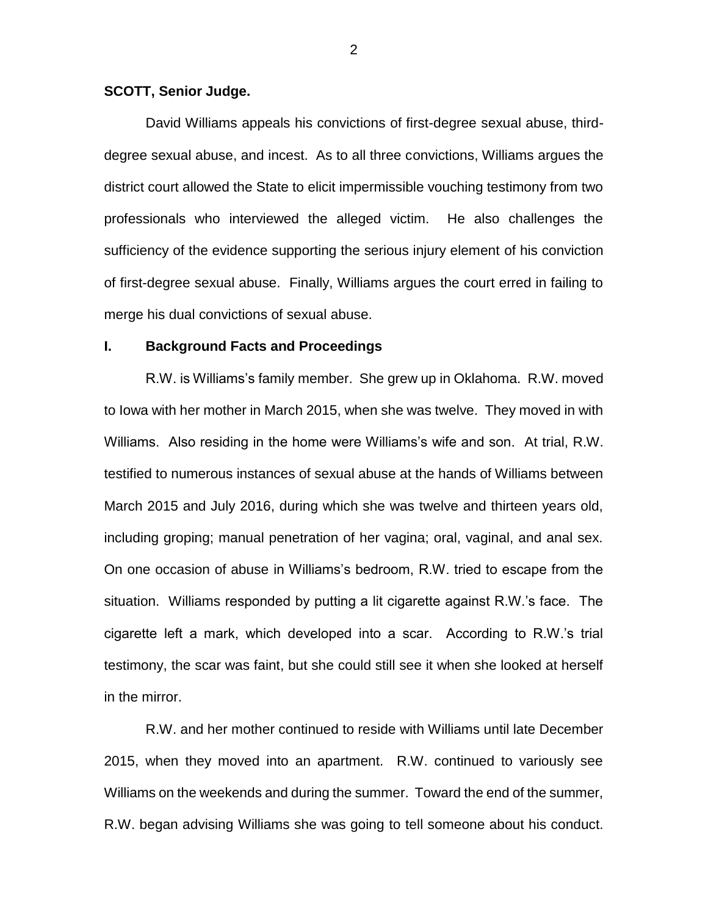**SCOTT, Senior Judge.**

David Williams appeals his convictions of first-degree sexual abuse, third-degree sexual abuse, and incest. As to all three convictions, Williams argues the district court allowed the State to elicit impermissible vouching testimony from two professionals who interviewed the alleged victim. He also challenges the sufficiency of the evidence supporting the serious injury element of his conviction of first-degree sexual abuse. Finally, Williams argues the court erred in failing to merge his dual convictions of sexual abuse.

## I. Background Facts and Proceedings

R.W. is Williams's family member. She grew up in Oklahoma. R.W. moved to Iowa with her mother in March 2015, when she was twelve. They moved in with Williams. Also residing in the home were Williams's wife and son. At trial, R.W. testified to numerous instances of sexual abuse at the hands of Williams between March 2015 and July 2016, during which she was twelve and thirteen years old, including groping; manual penetration of her vagina; oral, vaginal, and anal sex. On one occasion of abuse in Williams's bedroom, R.W. tried to escape from the situation. Williams responded by putting a lit cigarette against R.W.'s face. The cigarette left a mark, which developed into a scar. According to R.W.'s trial testimony, the scar was faint, but she could still see it when she looked at herself in the mirror.

R.W. and her mother continued to reside with Williams until late December 2015, when they moved into an apartment. R.W. continued to variously see Williams on the weekends and during the summer. Toward the end of the summer, R.W. began advising Williams she was going to tell someone about his conduct.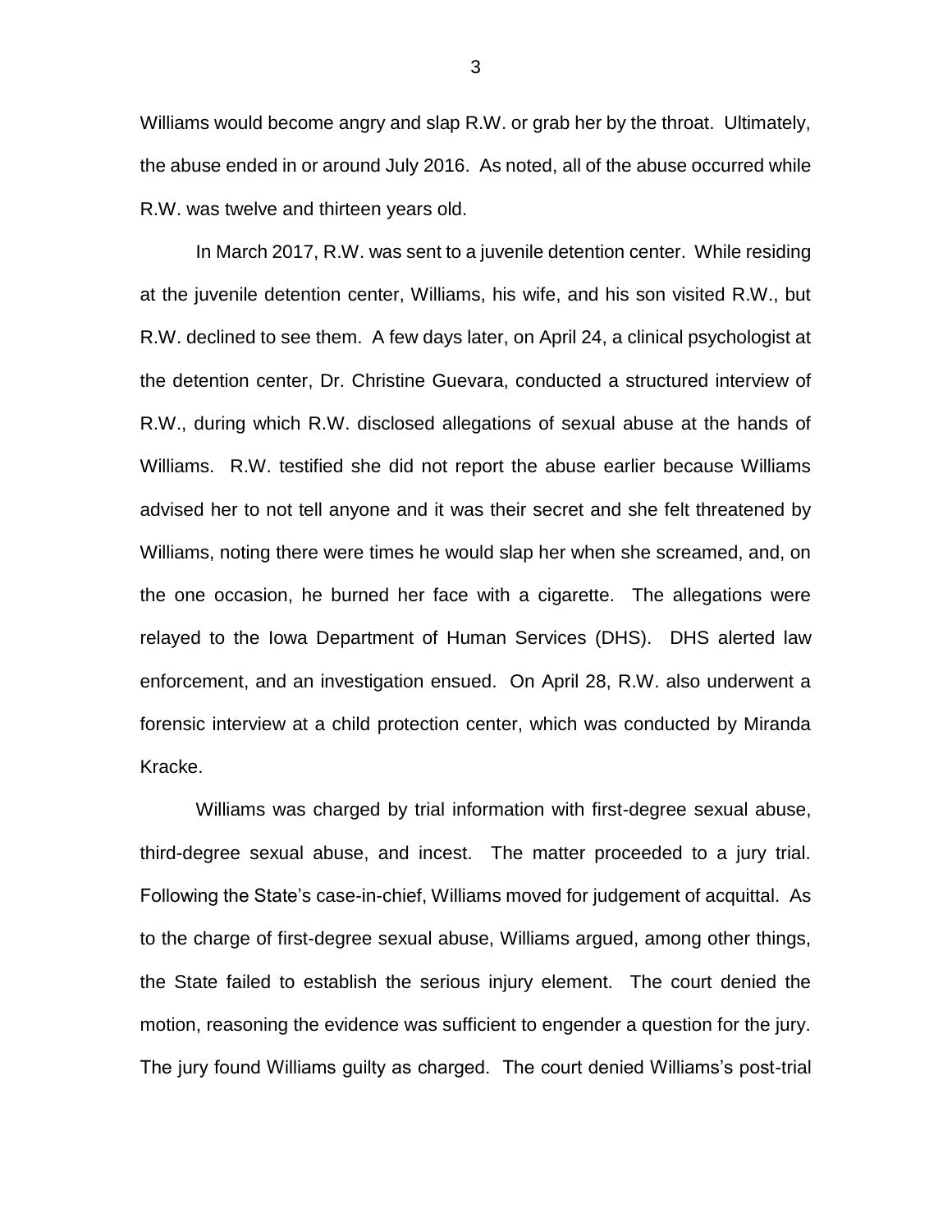Williams would become angry and slap R.W. or grab her by the throat. Ultimately, the abuse ended in or around July 2016. As noted, all of the abuse occurred while R.W. was twelve and thirteen years old.

In March 2017, R.W. was sent to a juvenile detention center. While residing at the juvenile detention center, Williams, his wife, and his son visited R.W., but R.W. declined to see them. A few days later, on April 24, a clinical psychologist at the detention center, Dr. Christine Guevara, conducted a structured interview of R.W., during which R.W. disclosed allegations of sexual abuse at the hands of Williams. R.W. testified she did not report the abuse earlier because Williams advised her to not tell anyone and it was their secret and she felt threatened by Williams, noting there were times he would slap her when she screamed, and, on the one occasion, he burned her face with a cigarette. The allegations were relayed to the Iowa Department of Human Services (DHS). DHS alerted law enforcement, and an investigation ensued. On April 28, R.W. also underwent a forensic interview at a child protection center, which was conducted by Miranda Kracke.

Williams was charged by trial information with first-degree sexual abuse, third-degree sexual abuse, and incest. The matter proceeded to a jury trial. Following the State's case-in-chief, Williams moved for judgement of acquittal. As to the charge of first-degree sexual abuse, Williams argued, among other things, the State failed to establish the serious injury element. The court denied the motion, reasoning the evidence was sufficient to engender a question for the jury. The jury found Williams guilty as charged. The court denied Williams's post-trial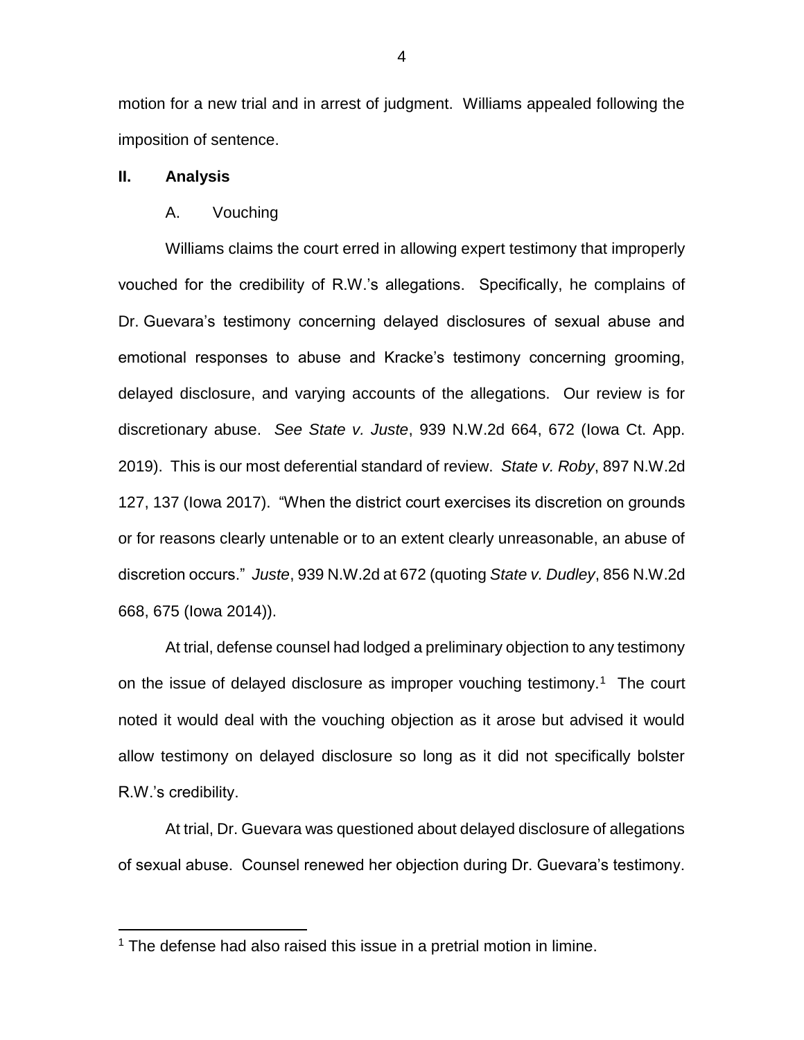motion for a new trial and in arrest of judgment. Williams appealed following the imposition of sentence.

## II. Analysis

### A. Vouching

Williams claims the court erred in allowing expert testimony that improperly vouched for the credibility of R.W.'s allegations. Specifically, he complains of Dr. Guevara's testimony concerning delayed disclosures of sexual abuse and emotional responses to abuse and Kracke's testimony concerning grooming, delayed disclosure, and varying accounts of the allegations. Our review is for discretionary abuse. *See State v. Juste*, 939 N.W.2d 664, 672 (Iowa Ct. App. 2019). This is our most deferential standard of review. *State v. Roby*, 897 N.W.2d 127, 137 (Iowa 2017). "When the district court exercises its discretion on grounds or for reasons clearly untenable or to an extent clearly unreasonable, an abuse of discretion occurs." *Juste*, 939 N.W.2d at 672 (quoting *State v. Dudley*, 856 N.W.2d 668, 675 (Iowa 2014)).

At trial, defense counsel had lodged a preliminary objection to any testimony on the issue of delayed disclosure as improper vouching testimony.[1] The court noted it would deal with the vouching objection as it arose but advised it would allow testimony on delayed disclosure so long as it did not specifically bolster R.W.'s credibility.

At trial, Dr. Guevara was questioned about delayed disclosure of allegations of sexual abuse. Counsel renewed her objection during Dr. Guevara's testimony.

[1] The defense had also raised this issue in a pretrial motion in limine.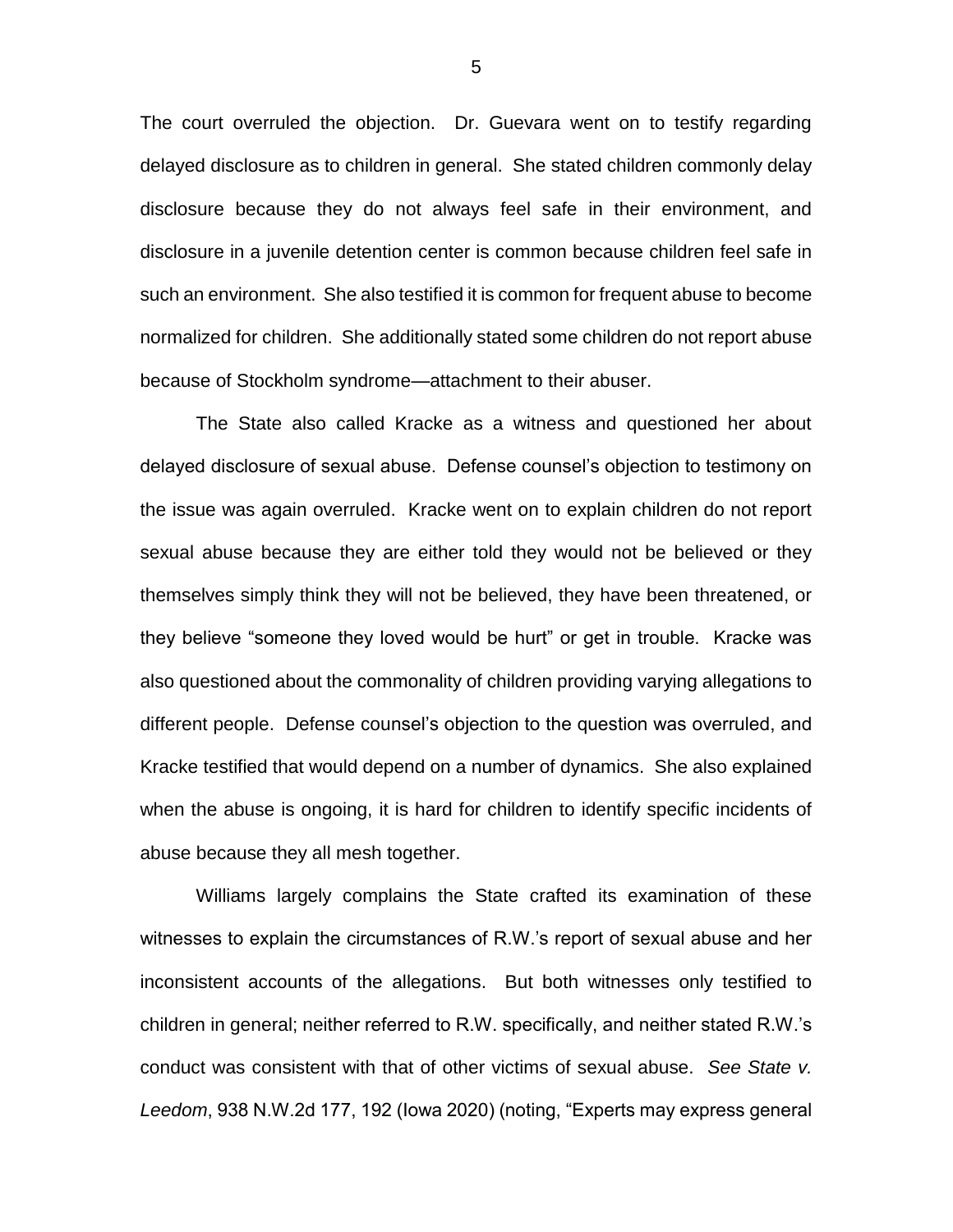The court overruled the objection. Dr. Guevara went on to testify regarding delayed disclosure as to children in general. She stated children commonly delay disclosure because they do not always feel safe in their environment, and disclosure in a juvenile detention center is common because children feel safe in such an environment. She also testified it is common for frequent abuse to become normalized for children. She additionally stated some children do not report abuse because of Stockholm syndrome—attachment to their abuser.

The State also called Kracke as a witness and questioned her about delayed disclosure of sexual abuse. Defense counsel's objection to testimony on the issue was again overruled. Kracke went on to explain children do not report sexual abuse because they are either told they would not be believed or they themselves simply think they will not be believed, they have been threatened, or they believe "someone they loved would be hurt" or get in trouble. Kracke was also questioned about the commonality of children providing varying allegations to different people. Defense counsel's objection to the question was overruled, and Kracke testified that would depend on a number of dynamics. She also explained when the abuse is ongoing, it is hard for children to identify specific incidents of abuse because they all mesh together.

Williams largely complains the State crafted its examination of these witnesses to explain the circumstances of R.W.'s report of sexual abuse and her inconsistent accounts of the allegations. But both witnesses only testified to children in general; neither referred to R.W. specifically, and neither stated R.W.'s conduct was consistent with that of other victims of sexual abuse. *See State v. Leedom*, 938 N.W.2d 177, 192 (Iowa 2020) (noting, "Experts may express general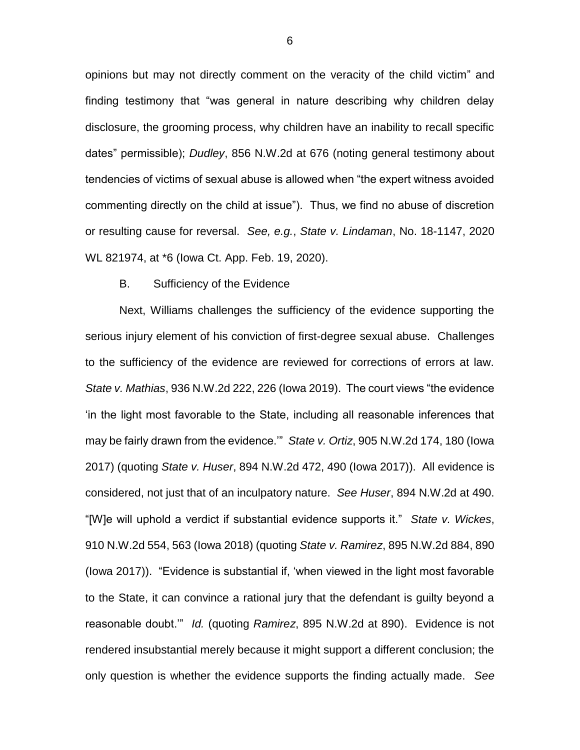opinions but may not directly comment on the veracity of the child victim" and finding testimony that "was general in nature describing why children delay disclosure, the grooming process, why children have an inability to recall specific dates" permissible); *Dudley*, 856 N.W.2d at 676 (noting general testimony about tendencies of victims of sexual abuse is allowed when "the expert witness avoided commenting directly on the child at issue"). Thus, we find no abuse of discretion or resulting cause for reversal. *See, e.g.*, *State v. Lindaman*, No. 18-1147, 2020 WL 821974, at *6 (Iowa Ct. App. Feb. 19, 2020).

B. Sufficiency of the Evidence

Next, Williams challenges the sufficiency of the evidence supporting the serious injury element of his conviction of first-degree sexual abuse. Challenges to the sufficiency of the evidence are reviewed for corrections of errors at law. *State v. Mathias*, 936 N.W.2d 222, 226 (Iowa 2019). The court views "the evidence 'in the light most favorable to the State, including all reasonable inferences that may be fairly drawn from the evidence.'" *State v. Ortiz*, 905 N.W.2d 174, 180 (Iowa 2017) (quoting *State v. Huser*, 894 N.W.2d 472, 490 (Iowa 2017)). All evidence is considered, not just that of an inculpatory nature. *See Huser*, 894 N.W.2d at 490. "[W]e will uphold a verdict if substantial evidence supports it." *State v. Wickes*, 910 N.W.2d 554, 563 (Iowa 2018) (quoting *State v. Ramirez*, 895 N.W.2d 884, 890 (Iowa 2017)). "Evidence is substantial if, 'when viewed in the light most favorable to the State, it can convince a rational jury that the defendant is guilty beyond a reasonable doubt.'" *Id.* (quoting *Ramirez*, 895 N.W.2d at 890). Evidence is not rendered insubstantial merely because it might support a different conclusion; the only question is whether the evidence supports the finding actually made. *See*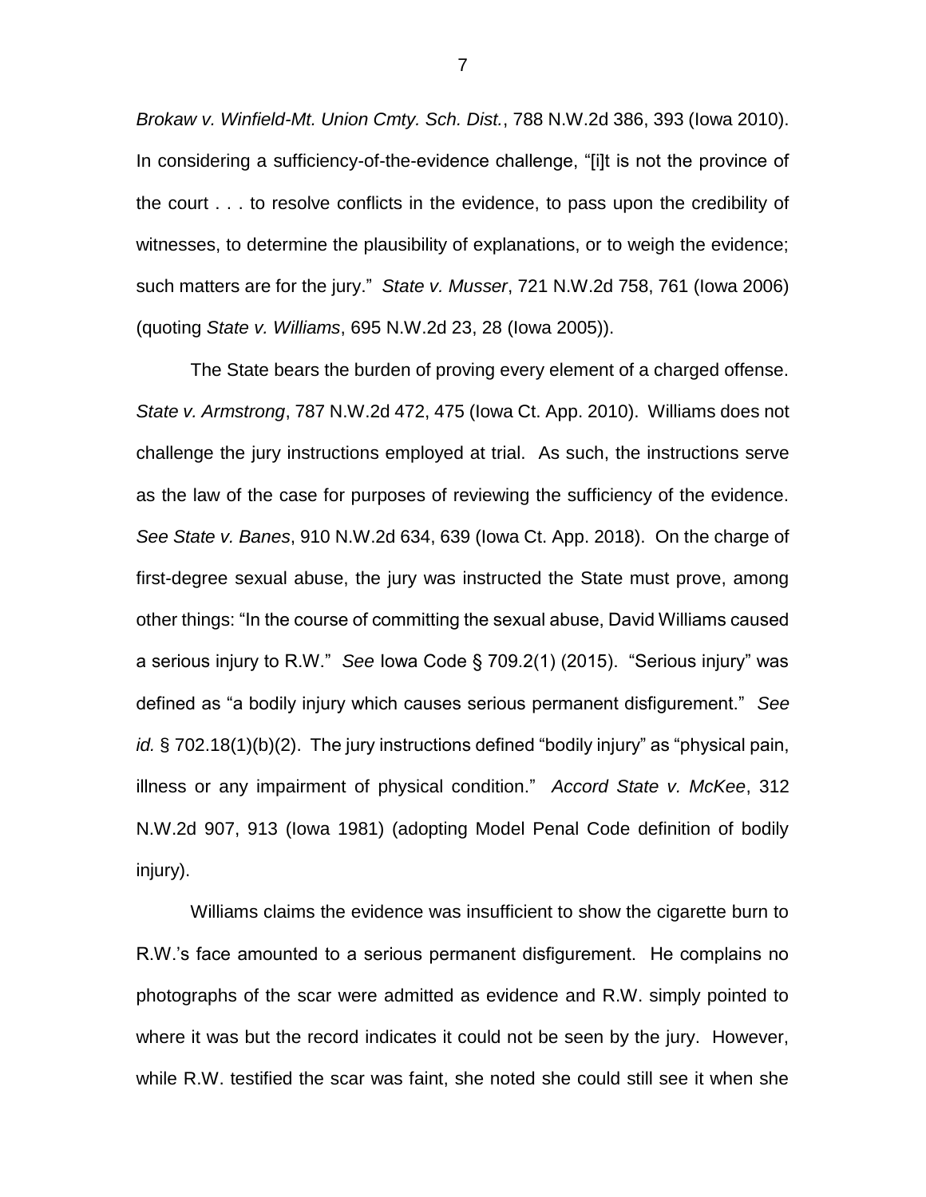*Brokaw v. Winfield-Mt. Union Cmty. Sch. Dist.*, 788 N.W.2d 386, 393 (Iowa 2010). In considering a sufficiency-of-the-evidence challenge, "[i]t is not the province of the court . . . to resolve conflicts in the evidence, to pass upon the credibility of witnesses, to determine the plausibility of explanations, or to weigh the evidence; such matters are for the jury." *State v. Musser*, 721 N.W.2d 758, 761 (Iowa 2006) (quoting *State v. Williams*, 695 N.W.2d 23, 28 (Iowa 2005)).

The State bears the burden of proving every element of a charged offense. *State v. Armstrong*, 787 N.W.2d 472, 475 (Iowa Ct. App. 2010). Williams does not challenge the jury instructions employed at trial. As such, the instructions serve as the law of the case for purposes of reviewing the sufficiency of the evidence. *See State v. Banes*, 910 N.W.2d 634, 639 (Iowa Ct. App. 2018). On the charge of first-degree sexual abuse, the jury was instructed the State must prove, among other things: "In the course of committing the sexual abuse, David Williams caused a serious injury to R.W." *See* Iowa Code § 709.2(1) (2015). "Serious injury" was defined as "a bodily injury which causes serious permanent disfigurement." *See id.* § 702.18(1)(b)(2). The jury instructions defined "bodily injury" as "physical pain, illness or any impairment of physical condition." *Accord State v. McKee*, 312 N.W.2d 907, 913 (Iowa 1981) (adopting Model Penal Code definition of bodily injury).

Williams claims the evidence was insufficient to show the cigarette burn to R.W.'s face amounted to a serious permanent disfigurement. He complains no photographs of the scar were admitted as evidence and R.W. simply pointed to where it was but the record indicates it could not be seen by the jury. However, while R.W. testified the scar was faint, she noted she could still see it when she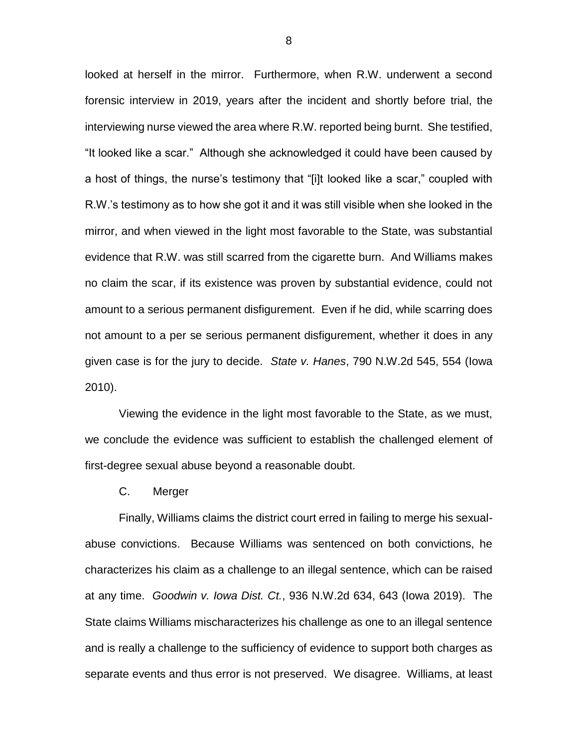looked at herself in the mirror. Furthermore, when R.W. underwent a second forensic interview in 2019, years after the incident and shortly before trial, the interviewing nurse viewed the area where R.W. reported being burnt. She testified, "It looked like a scar." Although she acknowledged it could have been caused by a host of things, the nurse's testimony that "[i]t looked like a scar," coupled with R.W.'s testimony as to how she got it and it was still visible when she looked in the mirror, and when viewed in the light most favorable to the State, was substantial evidence that R.W. was still scarred from the cigarette burn. And Williams makes no claim the scar, if its existence was proven by substantial evidence, could not amount to a serious permanent disfigurement. Even if he did, while scarring does not amount to a per se serious permanent disfigurement, whether it does in any given case is for the jury to decide. *State v. Hanes*, 790 N.W.2d 545, 554 (Iowa 2010).

Viewing the evidence in the light most favorable to the State, as we must, we conclude the evidence was sufficient to establish the challenged element of first-degree sexual abuse beyond a reasonable doubt.

C. Merger

Finally, Williams claims the district court erred in failing to merge his sexual-abuse convictions. Because Williams was sentenced on both convictions, he characterizes his claim as a challenge to an illegal sentence, which can be raised at any time. *Goodwin v. Iowa Dist. Ct.*, 936 N.W.2d 634, 643 (Iowa 2019). The State claims Williams mischaracterizes his challenge as one to an illegal sentence and is really a challenge to the sufficiency of evidence to support both charges as separate events and thus error is not preserved. We disagree. Williams, at least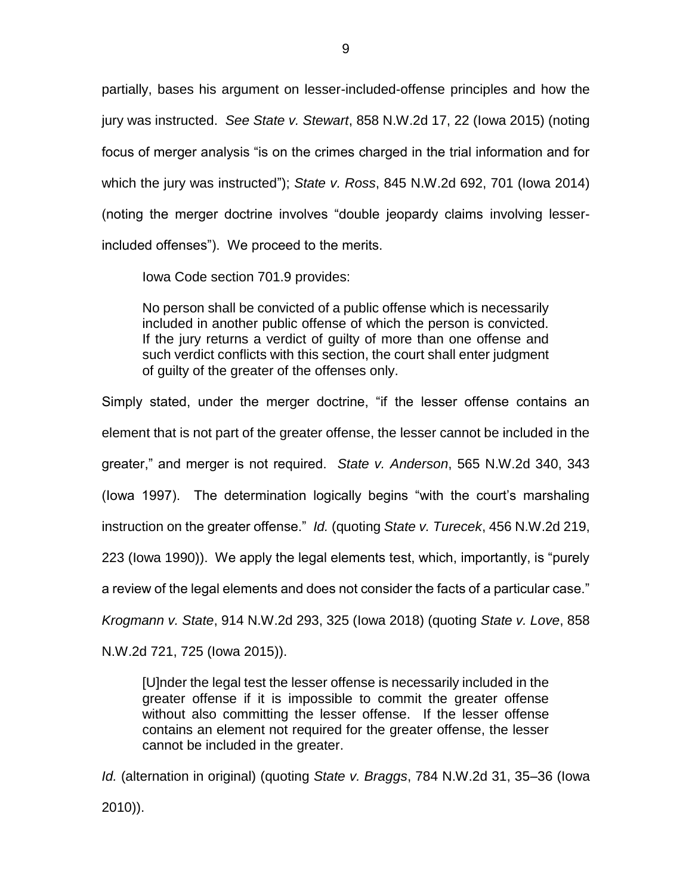partially, bases his argument on lesser-included-offense principles and how the jury was instructed. *See State v. Stewart*, 858 N.W.2d 17, 22 (Iowa 2015) (noting focus of merger analysis "is on the crimes charged in the trial information and for which the jury was instructed"); *State v. Ross*, 845 N.W.2d 692, 701 (Iowa 2014) (noting the merger doctrine involves "double jeopardy claims involving lesser-included offenses"). We proceed to the merits.

Iowa Code section 701.9 provides:

> No person shall be convicted of a public offense which is necessarily included in another public offense of which the person is convicted. If the jury returns a verdict of guilty of more than one offense and such verdict conflicts with this section, the court shall enter judgment of guilty of the greater of the offenses only.

Simply stated, under the merger doctrine, "if the lesser offense contains an element that is not part of the greater offense, the lesser cannot be included in the greater," and merger is not required. *State v. Anderson*, 565 N.W.2d 340, 343 (Iowa 1997). The determination logically begins "with the court's marshaling instruction on the greater offense." *Id.* (quoting *State v. Turecek*, 456 N.W.2d 219, 223 (Iowa 1990)). We apply the legal elements test, which, importantly, is "purely a review of the legal elements and does not consider the facts of a particular case." *Krogmann v. State*, 914 N.W.2d 293, 325 (Iowa 2018) (quoting *State v. Love*, 858 N.W.2d 721, 725 (Iowa 2015)).

> [U]nder the legal test the lesser offense is necessarily included in the greater offense if it is impossible to commit the greater offense without also committing the lesser offense. If the lesser offense contains an element not required for the greater offense, the lesser cannot be included in the greater.

*Id.* (alternation in original) (quoting *State v. Braggs*, 784 N.W.2d 31, 35–36 (Iowa 2010)).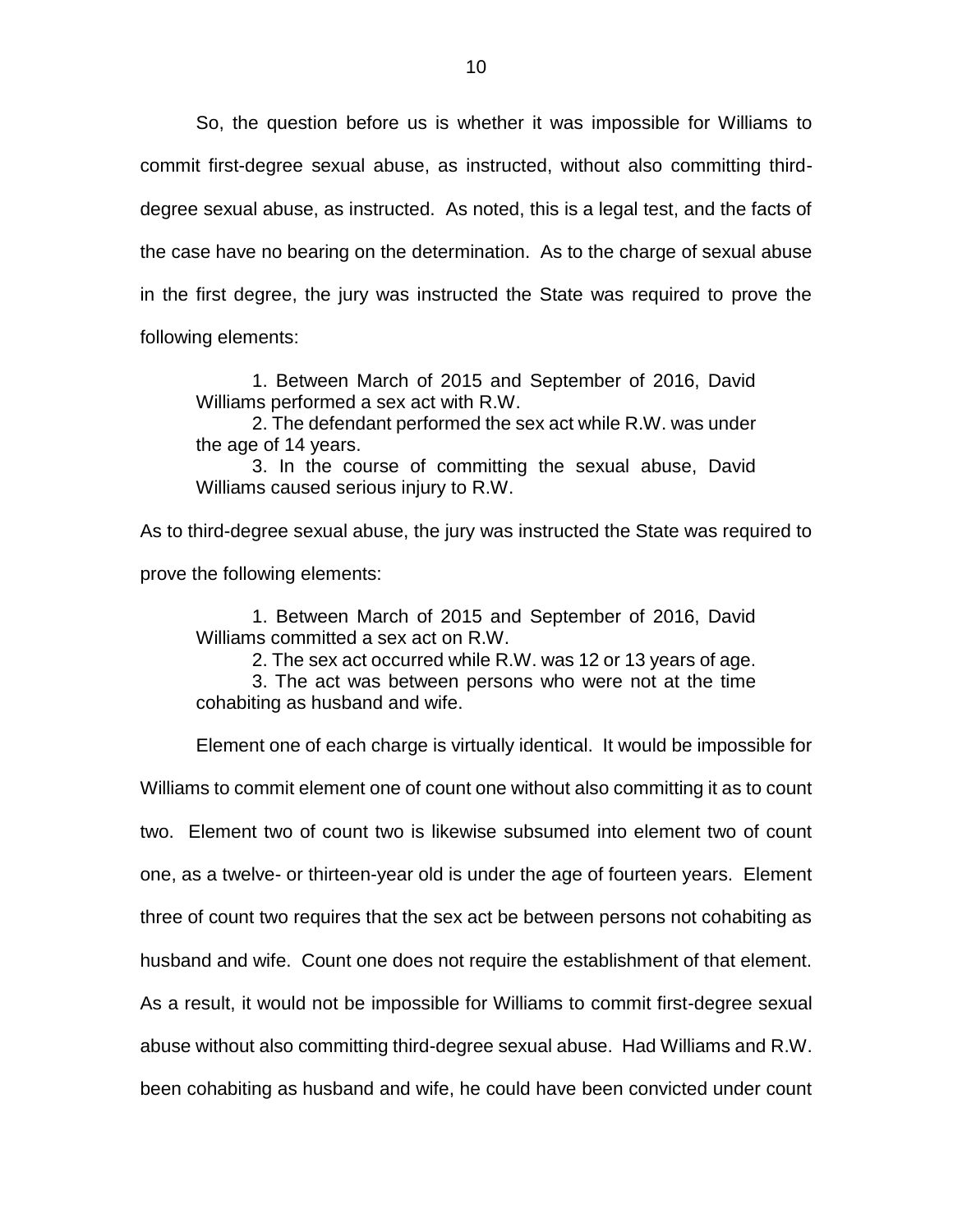So, the question before us is whether it was impossible for Williams to commit first-degree sexual abuse, as instructed, without also committing third-degree sexual abuse, as instructed. As noted, this is a legal test, and the facts of the case have no bearing on the determination. As to the charge of sexual abuse in the first degree, the jury was instructed the State was required to prove the following elements:

> 1. Between March of 2015 and September of 2016, David Williams performed a sex act with R.W.
> 2. The defendant performed the sex act while R.W. was under the age of 14 years.
> 3. In the course of committing the sexual abuse, David Williams caused serious injury to R.W.

As to third-degree sexual abuse, the jury was instructed the State was required to prove the following elements:

> 1. Between March of 2015 and September of 2016, David Williams committed a sex act on R.W.
> 2. The sex act occurred while R.W. was 12 or 13 years of age.
> 3. The act was between persons who were not at the time cohabiting as husband and wife.

Element one of each charge is virtually identical. It would be impossible for Williams to commit element one of count one without also committing it as to count two. Element two of count two is likewise subsumed into element two of count one, as a twelve- or thirteen-year old is under the age of fourteen years. Element three of count two requires that the sex act be between persons not cohabiting as husband and wife. Count one does not require the establishment of that element. As a result, it would not be impossible for Williams to commit first-degree sexual abuse without also committing third-degree sexual abuse. Had Williams and R.W. been cohabiting as husband and wife, he could have been convicted under count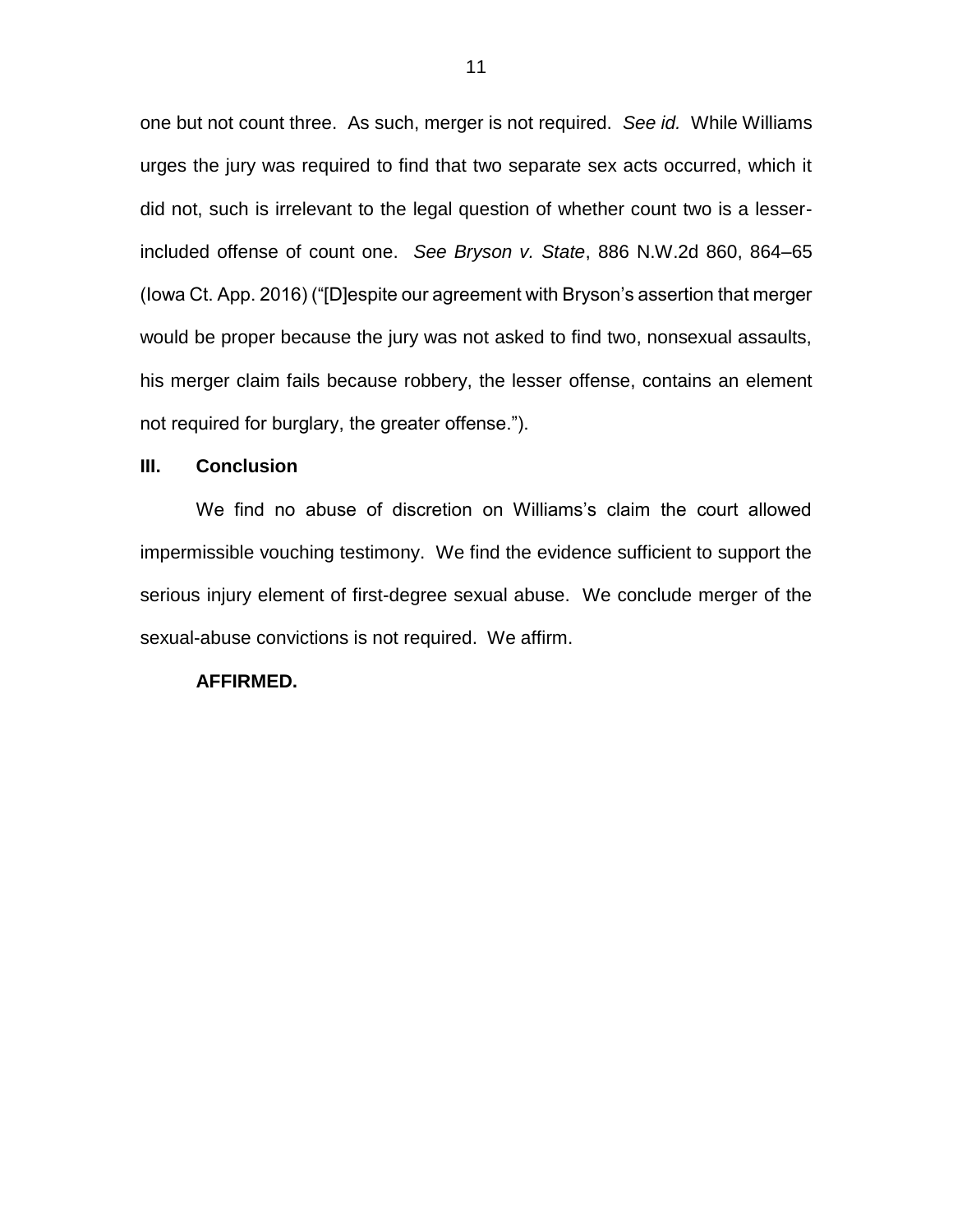one but not count three. As such, merger is not required. *See id.* While Williams urges the jury was required to find that two separate sex acts occurred, which it did not, such is irrelevant to the legal question of whether count two is a lesser-included offense of count one. *See Bryson v. State*, 886 N.W.2d 860, 864–65 (Iowa Ct. App. 2016) ("[D]espite our agreement with Bryson's assertion that merger would be proper because the jury was not asked to find two, nonsexual assaults, his merger claim fails because robbery, the lesser offense, contains an element not required for burglary, the greater offense.").

## III. Conclusion

We find no abuse of discretion on Williams's claim the court allowed impermissible vouching testimony. We find the evidence sufficient to support the serious injury element of first-degree sexual abuse. We conclude merger of the sexual-abuse convictions is not required. We affirm.

**AFFIRMED.**